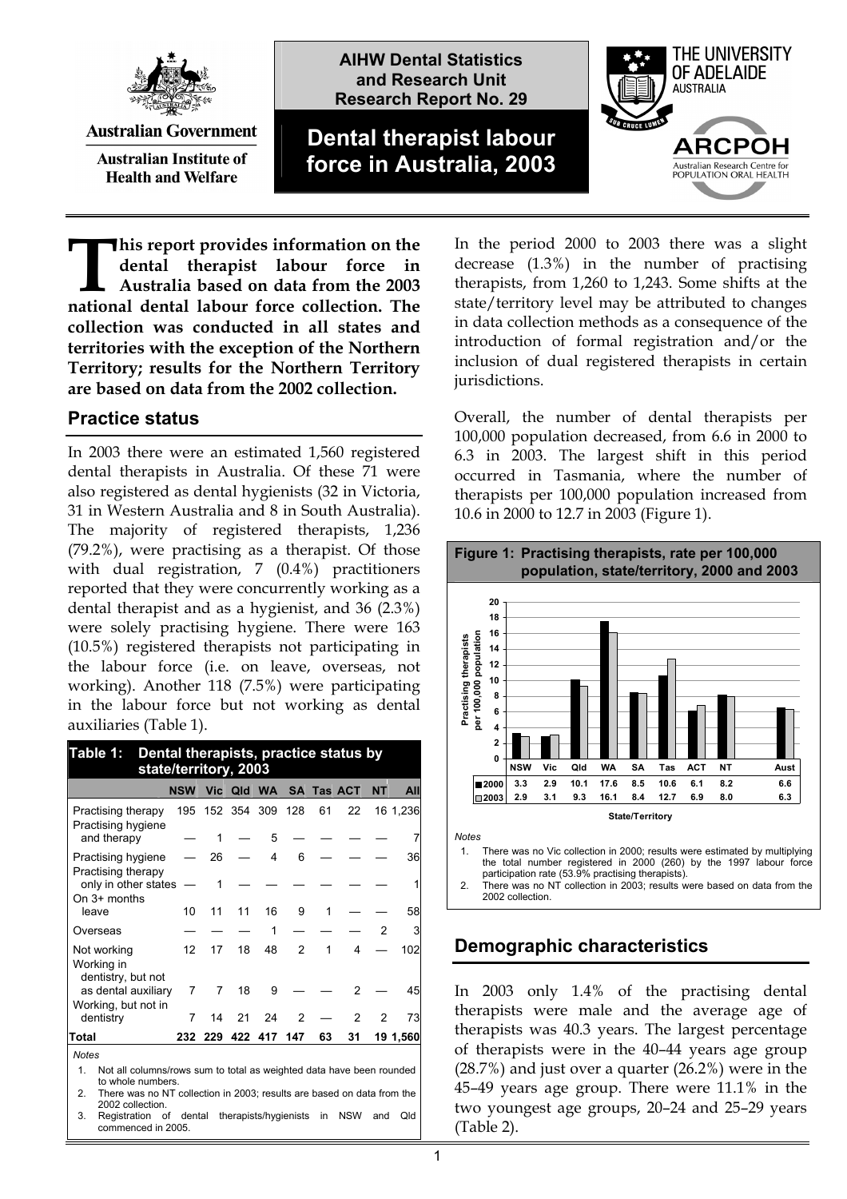AIHW Dental Statistics and Research Unit Research Report No. 29

# Dental therapist labour force in Australia, 2003

**This report provides information on the dental therapist labour force in Australia based on data from the 2003 national dental labour force collection. The collection was conducted in all states and territories with the exception of the Northern Territory; results for the Northern Territory are based on data from the 2002 collection.**

## Practice status

In 2003 there were an estimated 1,560 registered dental therapists in Australia. Of these 71 were also registered as dental hygienists (32 in Victoria, 31 in Western Australia and 8 in South Australia). The majority of registered therapists, 1,236 (79.2%), were practising as a therapist. Of those with dual registration, 7 (0.4%) practitioners reported that they were concurrently working as a dental therapist and as a hygienist, and 36 (2.3%) were solely practising hygiene. There were 163 (10.5%) registered therapists not participating in the labour force (i.e. on leave, overseas, not working). Another 118 (7.5%) were participating in the labour force but not working as dental auxiliaries (Table 1).

**Table 1: Dental therapists, practice status by state/territory, 2003**

| | NSW | Vic | Qld | WA | SA | Tas | ACT | NT | All |
|---|---|---|---|---|---|---|---|---|---|
| Practising therapy | 195 | 152 | 354 | 309 | 128 | 61 | 22 | 16 | 1,236 |
| Practising hygiene and therapy | — | 1 | — | 5 | — | — | — | — | 7 |
| Practising hygiene | — | 26 | — | 4 | 6 | — | — | — | 36 |
| Practising therapy only in other states | — | 1 | — | — | — | — | — | — | 1 |
| On 3+ months leave | 10 | 11 | 11 | 16 | 9 | 1 | — | — | 58 |
| Overseas | — | — | — | 1 | — | — | — | 2 | 3 |
| Not working | 12 | 17 | 18 | 48 | 2 | 1 | 4 | — | 102 |
| Working in dentistry, but not as dental auxiliary | 7 | 7 | 18 | 9 | — | — | 2 | — | 45 |
| Working, but not in dentistry | 7 | 14 | 21 | 24 | 2 | — | 2 | 2 | 73 |
| **Total** | **232** | **229** | **422** | **417** | **147** | **63** | **31** | **19** | **1,560** |

*Notes*

1. Not all columns/rows sum to total as weighted data have been rounded to whole numbers.
2. There was no NT collection in 2003; results are based on data from the 2002 collection.
3. Registration of dental therapists/hygienists in NSW and Qld commenced in 2005.

In the period 2000 to 2003 there was a slight decrease (1.3%) in the number of practising therapists, from 1,260 to 1,243. Some shifts at the state/territory level may be attributed to changes in data collection methods as a consequence of the introduction of formal registration and/or the inclusion of dual registered therapists in certain jurisdictions.

Overall, the number of dental therapists per 100,000 population decreased, from 6.6 in 2000 to 6.3 in 2003. The largest shift in this period occurred in Tasmania, where the number of therapists per 100,000 population increased from 10.6 in 2000 to 12.7 in 2003 (Figure 1).

**Figure 1: Practising therapists, rate per 100,000 population, state/territory, 2000 and 2003**

| | NSW | Vic | Qld | WA | SA | Tas | ACT | NT | Aust |
|---|---|---|---|---|---|---|---|---|---|
| 2000 | 3.3 | 2.9 | 10.1 | 17.6 | 8.5 | 10.6 | 6.1 | 8.2 | 6.6 |
| 2003 | 2.9 | 3.1 | 9.3 | 16.1 | 8.4 | 12.7 | 6.9 | 8.0 | 6.3 |

*Notes*

1. There was no Vic collection in 2000; results were estimated by multiplying the total number registered in 2000 (260) by the 1997 labour force participation rate (53.9% practising therapists).
2. There was no NT collection in 2003; results were based on data from the 2002 collection.

## Demographic characteristics

In 2003 only 1.4% of the practising dental therapists were male and the average age of therapists was 40.3 years. The largest percentage of therapists were in the 40–44 years age group (28.7%) and just over a quarter (26.2%) were in the 45–49 years age group. There were 11.1% in the two youngest age groups, 20–24 and 25–29 years (Table 2).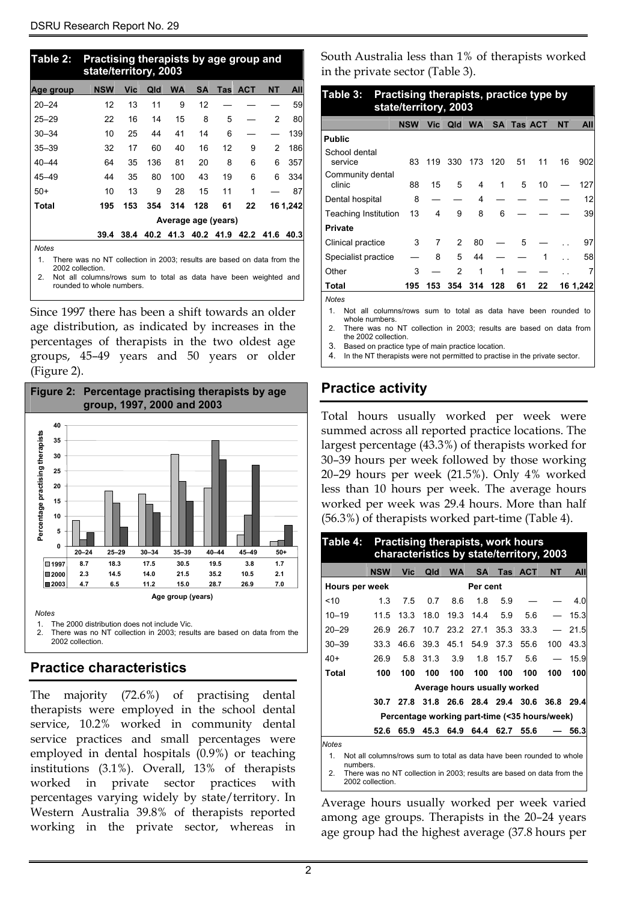| Age group | NSW | Vic | Qld | WA | SA | Tas | ACT | NT | All |
|---|---|---|---|---|---|---|---|---|---|
| 20–24 | 12 | 13 | 11 | 9 | 12 | — | — | — | 59 |
| 25–29 | 22 | 16 | 14 | 15 | 8 | 5 | — | 2 | 80 |
| 30–34 | 10 | 25 | 44 | 41 | 14 | 6 | — | — | 139 |
| 35–39 | 32 | 17 | 60 | 40 | 16 | 12 | 9 | 2 | 186 |
| 40–44 | 64 | 35 | 136 | 81 | 20 | 8 | 6 | 6 | 357 |
| 45–49 | 44 | 35 | 80 | 100 | 43 | 19 | 6 | 6 | 334 |
| 50+ | 10 | 13 | 9 | 28 | 15 | 11 | 1 | — | 87 |
| **Total** | **195** | **153** | **354** | **314** | **128** | **61** | **22** | **16** | **1,242** |
| | | | | Average age (years) | | | | | |
| | 39.4 | 38.4 | 40.2 | 41.3 | 40.2 | 41.9 | 42.2 | 41.6 | 40.3 |

**Table 2: Practising therapists by age group and state/territory, 2003**

*Notes*

1. There was no NT collection in 2003; results are based on data from the 2002 collection.
2. Not all columns/rows sum to total as data have been weighted and rounded to whole numbers.

Since 1997 there has been a shift towards an older age distribution, as indicated by increases in the percentages of therapists in the two oldest age groups, 45–49 years and 50 years or older (Figure 2).

**Figure 2: Percentage practising therapists by age group, 1997, 2000 and 2003**

| | 20–24 | 25–29 | 30–34 | 35–39 | 40–44 | 45–49 | 50+ |
|---|---|---|---|---|---|---|---|
| 1997 | 8.7 | 18.3 | 17.5 | 30.5 | 19.5 | 3.8 | 1.7 |
| 2000 | 2.3 | 14.5 | 14.0 | 21.5 | 35.2 | 10.5 | 2.1 |
| 2003 | 4.7 | 6.5 | 11.2 | 15.0 | 28.7 | 26.9 | 7.0 |

Age group (years)

*Notes*

1. The 2000 distribution does not include Vic.
2. There was no NT collection in 2003; results are based on data from the 2002 collection.

## Practice characteristics

The majority (72.6%) of practising dental therapists were employed in the school dental service, 10.2% worked in community dental service practices and small percentages were employed in dental hospitals (0.9%) or teaching institutions (3.1%). Overall, 13% of therapists worked in private sector practices with percentages varying widely by state/territory. In Western Australia 39.8% of therapists reported working in the private sector, whereas in South Australia less than 1% of therapists worked in the private sector (Table 3).

**Table 3: Practising therapists, practice type by state/territory, 2003**

| | NSW | Vic | Qld | WA | SA | Tas | ACT | NT | All |
|---|---|---|---|---|---|---|---|---|---|
| **Public** | | | | | | | | | |
| School dental service | 83 | 119 | 330 | 173 | 120 | 51 | 11 | 16 | 902 |
| Community dental clinic | 88 | 15 | 5 | 4 | 1 | 5 | 10 | — | 127 |
| Dental hospital | 8 | — | — | 4 | — | — | — | — | 12 |
| Teaching Institution | 13 | 4 | 9 | 8 | 6 | — | — | — | 39 |
| **Private** | | | | | | | | | |
| Clinical practice | 3 | 7 | 2 | 80 | — | 5 | — | . . | 97 |
| Specialist practice | — | 8 | 5 | 44 | — | — | 1 | . . | 58 |
| Other | 3 | — | 2 | 1 | 1 | — | — | . . | 7 |
| **Total** | **195** | **153** | **354** | **314** | **128** | **61** | **22** | **16** | **1,242** |

*Notes*

1. Not all columns/rows sum to total as data have been rounded to whole numbers.
2. There was no NT collection in 2003; results are based on data from the 2002 collection.
3. Based on practice type of main practice location.
4. In the NT therapists were not permitted to practise in the private sector.

## Practice activity

Total hours usually worked per week were summed across all reported practice locations. The largest percentage (43.3%) of therapists worked for 30–39 hours per week followed by those working 20–29 hours per week (21.5%). Only 4% worked less than 10 hours per week. The average hours worked per week was 29.4 hours. More than half (56.3%) of therapists worked part-time (Table 4).

**Table 4: Practising therapists, work hours characteristics by state/territory, 2003**

| | NSW | Vic | Qld | WA | SA | Tas | ACT | NT | All |
|---|---|---|---|---|---|---|---|---|---|
| **Hours per week** | | | | | Per cent | | | | |
| <10 | 1.3 | 7.5 | 0.7 | 8.6 | 1.8 | 5.9 | — | — | 4.0 |
| 10–19 | 11.5 | 13.3 | 18.0 | 19.3 | 14.4 | 5.9 | 5.6 | — | 15.3 |
| 20–29 | 26.9 | 26.7 | 10.7 | 23.2 | 27.1 | 35.3 | 33.3 | — | 21.5 |
| 30–39 | 33.3 | 46.6 | 39.3 | 45.1 | 54.9 | 37.3 | 55.6 | 100 | 43.3 |
| 40+ | 26.9 | 5.8 | 31.3 | 3.9 | 1.8 | 15.7 | 5.6 | — | 15.9 |
| **Total** | **100** | **100** | **100** | **100** | **100** | **100** | **100** | **100** | **100** |
| | | | | Average hours usually worked | | | | | |
| | 30.7 | 27.8 | 31.8 | 26.6 | 28.4 | 29.4 | 30.6 | 36.8 | 29.4 |
| | | | | Percentage working part-time (<35 hours/week) | | | | | |
| | 52.6 | 65.9 | 45.3 | 64.9 | 64.4 | 62.7 | 55.6 | — | 56.3 |

*Notes*

1. Not all columns/rows sum to total as data have been rounded to whole numbers.
2. There was no NT collection in 2003; results are based on data from the 2002 collection.

Average hours usually worked per week varied among age groups. Therapists in the 20–24 years age group had the highest average (37.8 hours per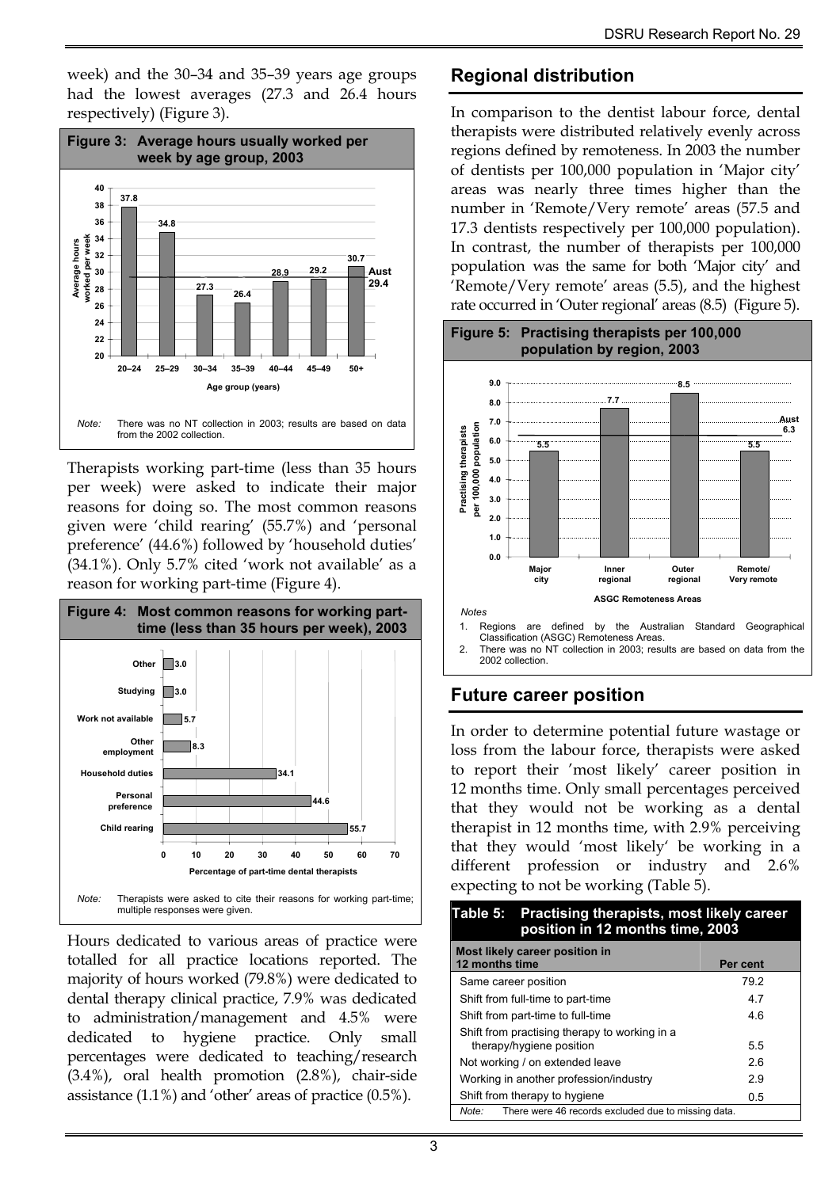week) and the 30–34 and 35–39 years age groups had the lowest averages (27.3 and 26.4 hours respectively) (Figure 3).

**Figure 3: Average hours usually worked per week by age group, 2003**

| Age group (years) | Average hours worked per week |
|---|---|
| 20–24 | 37.8 |
| 25–29 | 34.8 |
| 30–34 | 27.3 |
| 35–39 | 26.4 |
| 40–44 | 28.9 |
| 45–49 | 29.2 |
| 50+ | 30.7 |
| Aust | 29.4 |

*Note:* There was no NT collection in 2003; results are based on data from the 2002 collection.

Therapists working part-time (less than 35 hours per week) were asked to indicate their major reasons for doing so. The most common reasons given were 'child rearing' (55.7%) and 'personal preference' (44.6%) followed by 'household duties' (34.1%). Only 5.7% cited 'work not available' as a reason for working part-time (Figure 4).

**Figure 4: Most common reasons for working part-time (less than 35 hours per week), 2003**

| Reason | Percentage of part-time dental therapists |
|---|---|
| Other | 3.0 |
| Studying | 3.0 |
| Work not available | 5.7 |
| Other employment | 8.3 |
| Household duties | 34.1 |
| Personal preference | 44.6 |
| Child rearing | 55.7 |

*Note:* Therapists were asked to cite their reasons for working part-time; multiple responses were given.

Hours dedicated to various areas of practice were totalled for all practice locations reported. The majority of hours worked (79.8%) were dedicated to dental therapy clinical practice, 7.9% was dedicated to administration/management and 4.5% were dedicated to hygiene practice. Only small percentages were dedicated to teaching/research (3.4%), oral health promotion (2.8%), chair-side assistance (1.1%) and 'other' areas of practice (0.5%).

## Regional distribution

In comparison to the dentist labour force, dental therapists were distributed relatively evenly across regions defined by remoteness. In 2003 the number of dentists per 100,000 population in 'Major city' areas was nearly three times higher than the number in 'Remote/Very remote' areas (57.5 and 17.3 dentists respectively per 100,000 population). In contrast, the number of therapists per 100,000 population was the same for both 'Major city' and 'Remote/Very remote' areas (5.5), and the highest rate occurred in 'Outer regional' areas (8.5) (Figure 5).

**Figure 5: Practising therapists per 100,000 population by region, 2003**

| ASGC Remoteness Areas | Practising therapists per 100,000 population |
|---|---|
| Major city | 5.5 |
| Inner regional | 7.7 |
| Outer regional | 8.5 |
| Remote/ Very remote | 5.5 |
| Aust | 6.3 |

*Notes*

1. Regions are defined by the Australian Standard Geographical Classification (ASGC) Remoteness Areas.
2. There was no NT collection in 2003; results are based on data from the 2002 collection.

## Future career position

In order to determine potential future wastage or loss from the labour force, therapists were asked to report their 'most likely' career position in 12 months time. Only small percentages perceived that they would not be working as a dental therapist in 12 months time, with 2.9% perceiving that they would 'most likely' be working in a different profession or industry and 2.6% expecting to not be working (Table 5).

**Table 5: Practising therapists, most likely career position in 12 months time, 2003**

| Most likely career position in 12 months time | Per cent |
|---|---|
| Same career position | 79.2 |
| Shift from full-time to part-time | 4.7 |
| Shift from part-time to full-time | 4.6 |
| Shift from practising therapy to working in a therapy/hygiene position | 5.5 |
| Not working / on extended leave | 2.6 |
| Working in another profession/industry | 2.9 |
| Shift from therapy to hygiene | 0.5 |

*Note:* There were 46 records excluded due to missing data.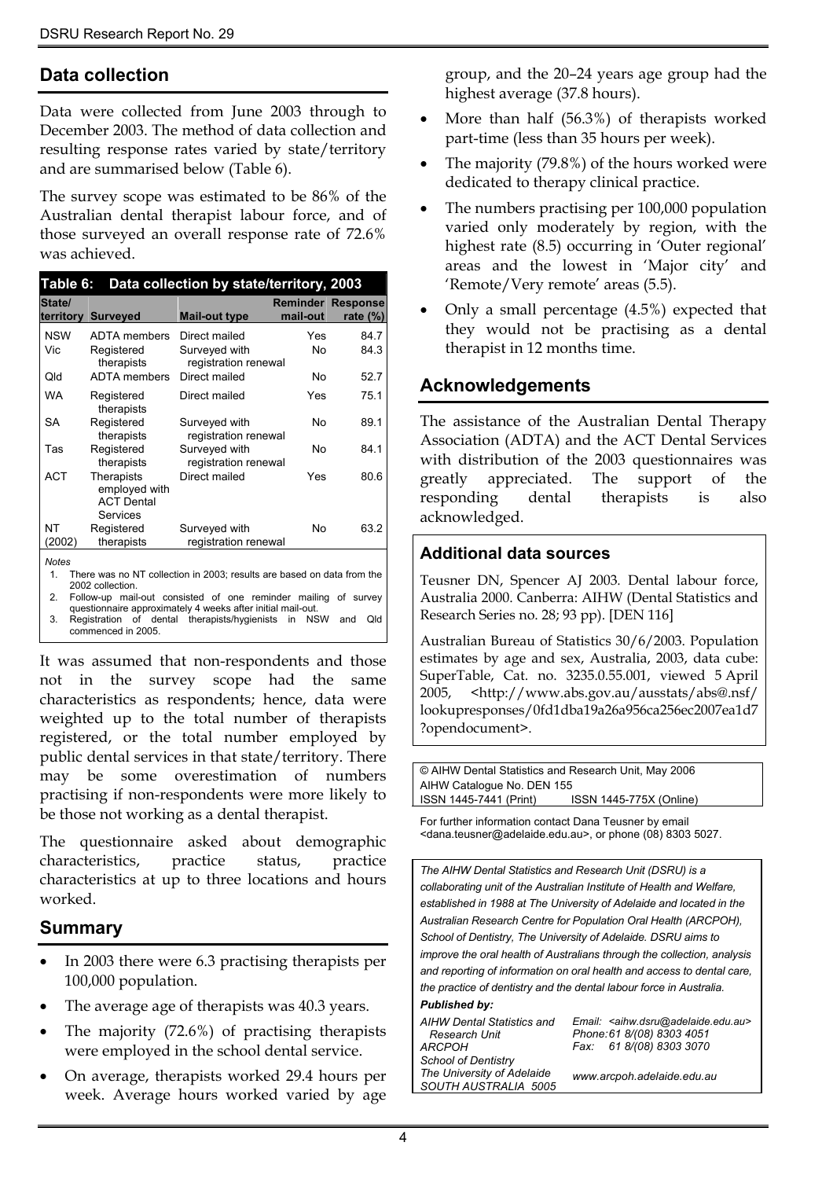## Data collection

Data were collected from June 2003 through to December 2003. The method of data collection and resulting response rates varied by state/territory and are summarised below (Table 6).

The survey scope was estimated to be 86% of the Australian dental therapist labour force, and of those surveyed an overall response rate of 72.6% was achieved.

**Table 6: Data collection by state/territory, 2003**

| State/ territory | Surveyed | Mail-out type | Reminder mail-out | Response rate (%) |
|---|---|---|---|---|
| NSW | ADTA members | Direct mailed | Yes | 84.7 |
| Vic | Registered therapists | Surveyed with registration renewal | No | 84.3 |
| Qld | ADTA members | Direct mailed | No | 52.7 |
| WA | Registered therapists | Direct mailed | Yes | 75.1 |
| SA | Registered therapists | Surveyed with registration renewal | No | 89.1 |
| Tas | Registered therapists | Surveyed with registration renewal | No | 84.1 |
| ACT | Therapists employed with ACT Dental Services | Direct mailed | Yes | 80.6 |
| NT (2002) | Registered therapists | Surveyed with registration renewal | No | 63.2 |

*Notes*

1. There was no NT collection in 2003; results are based on data from the 2002 collection.
2. Follow-up mail-out consisted of one reminder mailing of survey questionnaire approximately 4 weeks after initial mail-out.
3. Registration of dental therapists/hygienists in NSW and Qld commenced in 2005.

It was assumed that non-respondents and those not in the survey scope had the same characteristics as respondents; hence, data were weighted up to the total number of therapists registered, or the total number employed by public dental services in that state/territory. There may be some overestimation of numbers practising if non-respondents were more likely to be those not working as a dental therapist.

The questionnaire asked about demographic characteristics, practice status, practice characteristics at up to three locations and hours worked.

## Summary

- In 2003 there were 6.3 practising therapists per 100,000 population.
- The average age of therapists was 40.3 years.
- The majority (72.6%) of practising therapists were employed in the school dental service.
- On average, therapists worked 29.4 hours per week. Average hours worked varied by age group, and the 20–24 years age group had the highest average (37.8 hours).
- More than half (56.3%) of therapists worked part-time (less than 35 hours per week).
- The majority (79.8%) of the hours worked were dedicated to therapy clinical practice.
- The numbers practising per 100,000 population varied only moderately by region, with the highest rate (8.5) occurring in 'Outer regional' areas and the lowest in 'Major city' and 'Remote/Very remote' areas (5.5).
- Only a small percentage (4.5%) expected that they would not be practising as a dental therapist in 12 months time.

## Acknowledgements

The assistance of the Australian Dental Therapy Association (ADTA) and the ACT Dental Services with distribution of the 2003 questionnaires was greatly appreciated. The support of the responding dental therapists is also acknowledged.

### Additional data sources

Teusner DN, Spencer AJ 2003. Dental labour force, Australia 2000. Canberra: AIHW (Dental Statistics and Research Series no. 28; 93 pp). [DEN 116]

Australian Bureau of Statistics 30/6/2003. Population estimates by age and sex, Australia, 2003, data cube: SuperTable, Cat. no. 3235.0.55.001, viewed 5 April 2005, <http://www.abs.gov.au/ausstats/abs@.nsf/lookupresponses/0fd1dba19a26a956ca256ec2007ea1d7?opendocument>.

© AIHW Dental Statistics and Research Unit, May 2006
AIHW Catalogue No. DEN 155
ISSN 1445-7441 (Print) ISSN 1445-775X (Online)

For further information contact Dana Teusner by email <dana.teusner@adelaide.edu.au>, or phone (08) 8303 5027.

*The AIHW Dental Statistics and Research Unit (DSRU) is a collaborating unit of the Australian Institute of Health and Welfare, established in 1988 at The University of Adelaide and located in the Australian Research Centre for Population Oral Health (ARCPOH), School of Dentistry, The University of Adelaide. DSRU aims to improve the oral health of Australians through the collection, analysis and reporting of information on oral health and access to dental care, the practice of dentistry and the dental labour force in Australia.*

***Published by:***

*AIHW Dental Statistics and Research Unit*
*ARCPOH*
*School of Dentistry*
*The University of Adelaide*
*SOUTH AUSTRALIA 5005*

*Email: <aihw.dsru@adelaide.edu.au>*
*Phone: 61 8/(08) 8303 4051*
*Fax: 61 8/(08) 8303 3070*
*www.arcpoh.adelaide.edu.au*